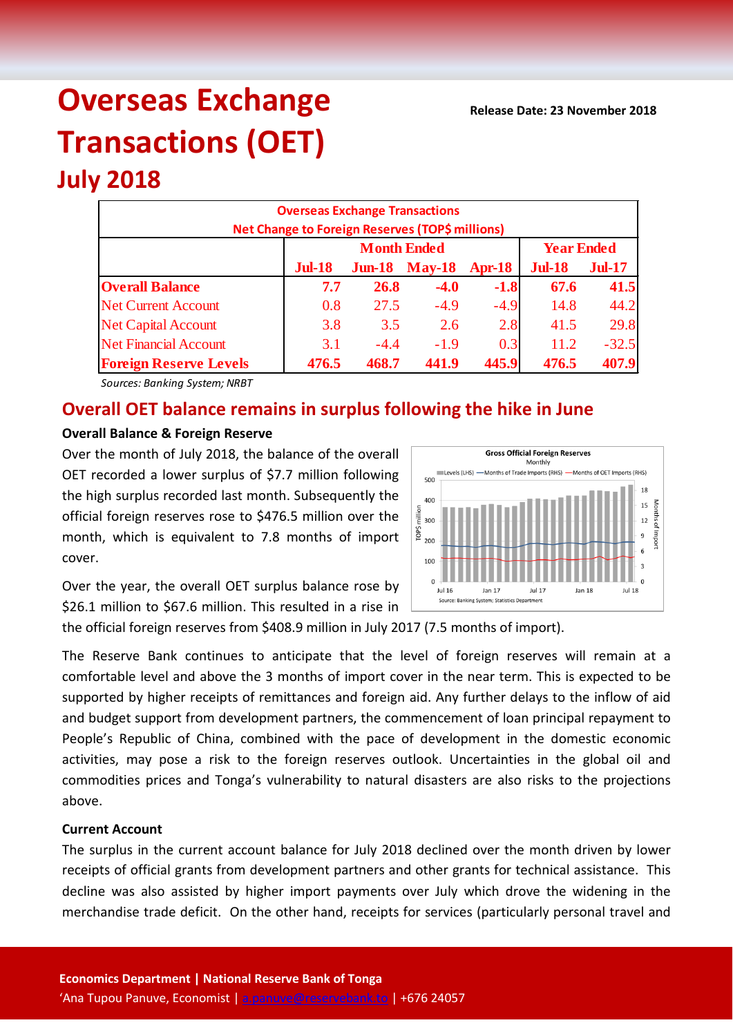# Overseas Exchange Transactions (OET)

## July 2018

**Release Date: 23 November 2018**

| Overseas Exchange Transactions<br>Net Change to Foreign Reserves (TOP$ millions) | Month Ended | | | | Year Ended | |
|---|---|---|---|---|---|---|
| | **Jul-18** | **Jun-18** | **May-18** | **Apr-18** | **Jul-18** | **Jul-17** |
| **Overall Balance** | **7.7** | **26.8** | **-4.0** | **-1.8** | **67.6** | **41.5** |
| Net Current Account | 0.8 | 27.5 | -4.9 | -4.9 | 14.8 | 44.2 |
| Net Capital Account | 3.8 | 3.5 | 2.6 | 2.8 | 41.5 | 29.8 |
| Net Financial Account | 3.1 | -4.4 | -1.9 | 0.3 | 11.2 | -32.5 |
| **Foreign Reserve Levels** | **476.5** | **468.7** | **441.9** | **445.9** | **476.5** | **407.9** |

*Sources: Banking System; NRBT*

## Overall OET balance remains in surplus following the hike in June

### Overall Balance & Foreign Reserve

Over the month of July 2018, the balance of the overall OET recorded a lower surplus of $7.7 million following the high surplus recorded last month. Subsequently the official foreign reserves rose to $476.5 million over the month, which is equivalent to 7.8 months of import cover.

Over the year, the overall OET surplus balance rose by $26.1 million to $67.6 million. This resulted in a rise in the official foreign reserves from $408.9 million in July 2017 (7.5 months of import).

The Reserve Bank continues to anticipate that the level of foreign reserves will remain at a comfortable level and above the 3 months of import cover in the near term. This is expected to be supported by higher receipts of remittances and foreign aid. Any further delays to the inflow of aid and budget support from development partners, the commencement of loan principal repayment to People's Republic of China, combined with the pace of development in the domestic economic activities, may pose a risk to the foreign reserves outlook. Uncertainties in the global oil and commodities prices and Tonga's vulnerability to natural disasters are also risks to the projections above.

### Current Account

The surplus in the current account balance for July 2018 declined over the month driven by lower receipts of official grants from development partners and other grants for technical assistance. This decline was also assisted by higher import payments over July which drove the widening in the merchandise trade deficit. On the other hand, receipts for services (particularly personal travel and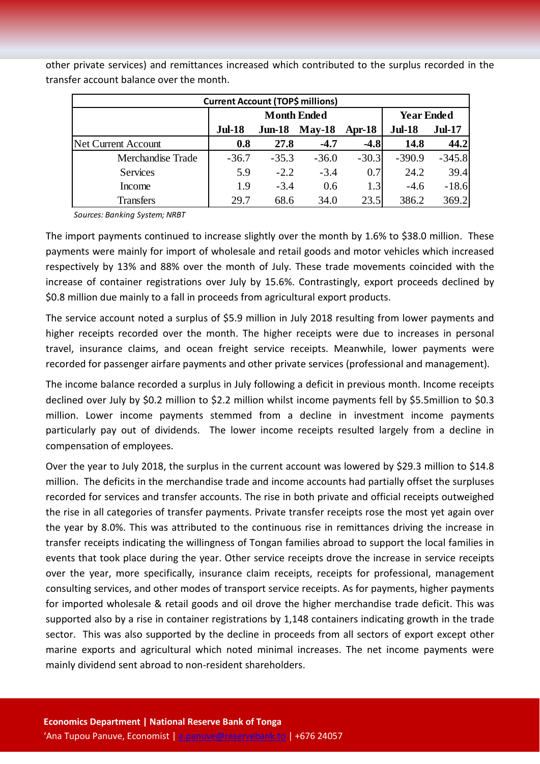other private services) and remittances increased which contributed to the surplus recorded in the transfer account balance over the month.

| Current Account (TOP$ millions) | | | | | | |
|---|---|---|---|---|---|---|
| | Month Ended | | | | Year Ended | |
| | Jul-18 | Jun-18 | May-18 | Apr-18 | Jul-18 | Jul-17 |
| Net Current Account | **0.8** | **27.8** | **-4.7** | **-4.8** | **14.8** | **44.2** |
| Merchandise Trade | -36.7 | -35.3 | -36.0 | -30.3 | -390.9 | -345.8 |
| Services | 5.9 | -2.2 | -3.4 | 0.7 | 24.2 | 39.4 |
| Income | 1.9 | -3.4 | 0.6 | 1.3 | -4.6 | -18.6 |
| Transfers | 29.7 | 68.6 | 34.0 | 23.5 | 386.2 | 369.2 |

*Sources: Banking System; NRBT*

The import payments continued to increase slightly over the month by 1.6% to $38.0 million. These payments were mainly for import of wholesale and retail goods and motor vehicles which increased respectively by 13% and 88% over the month of July. These trade movements coincided with the increase of container registrations over July by 15.6%. Contrastingly, export proceeds declined by $0.8 million due mainly to a fall in proceeds from agricultural export products.

The service account noted a surplus of $5.9 million in July 2018 resulting from lower payments and higher receipts recorded over the month. The higher receipts were due to increases in personal travel, insurance claims, and ocean freight service receipts. Meanwhile, lower payments were recorded for passenger airfare payments and other private services (professional and management).

The income balance recorded a surplus in July following a deficit in previous month. Income receipts declined over July by $0.2 million to $2.2 million whilst income payments fell by $5.5million to $0.3 million. Lower income payments stemmed from a decline in investment income payments particularly pay out of dividends. The lower income receipts resulted largely from a decline in compensation of employees.

Over the year to July 2018, the surplus in the current account was lowered by $29.3 million to $14.8 million. The deficits in the merchandise trade and income accounts had partially offset the surpluses recorded for services and transfer accounts. The rise in both private and official receipts outweighed the rise in all categories of transfer payments. Private transfer receipts rose the most yet again over the year by 8.0%. This was attributed to the continuous rise in remittances driving the increase in transfer receipts indicating the willingness of Tongan families abroad to support the local families in events that took place during the year. Other service receipts drove the increase in service receipts over the year, more specifically, insurance claim receipts, receipts for professional, management consulting services, and other modes of transport service receipts. As for payments, higher payments for imported wholesale & retail goods and oil drove the higher merchandise trade deficit. This was supported also by a rise in container registrations by 1,148 containers indicating growth in the trade sector. This was also supported by the decline in proceeds from all sectors of export except other marine exports and agricultural which noted minimal increases. The net income payments were mainly dividend sent abroad to non-resident shareholders.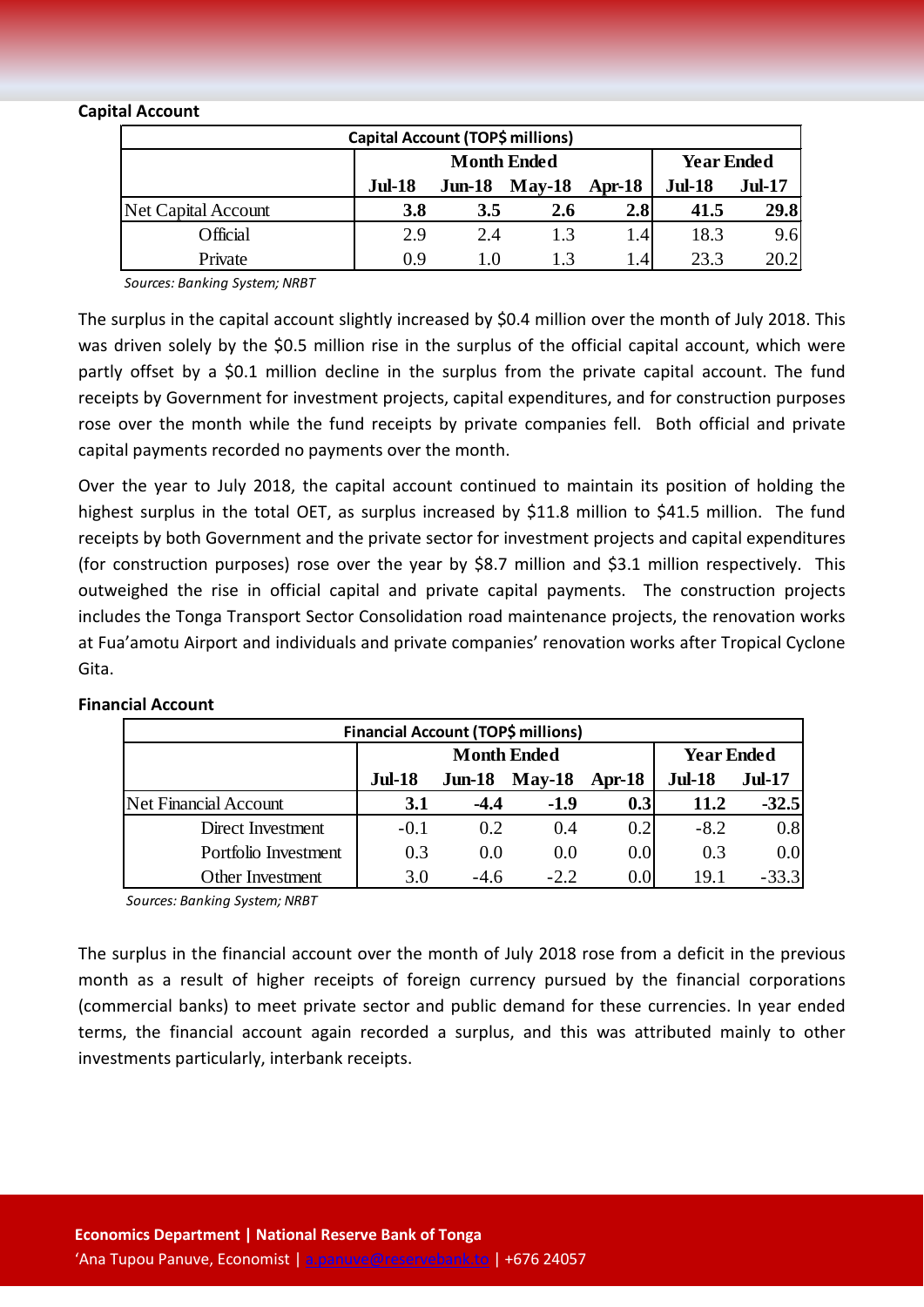**Capital Account**

| Capital Account (TOP$ millions) | | | | | | |
|---|---|---|---|---|---|---|
| | Month Ended | | | | Year Ended | |
| | **Jul-18** | **Jun-18** | **May-18** | **Apr-18** | **Jul-18** | **Jul-17** |
| Net Capital Account | **3.8** | **3.5** | **2.6** | **2.8** | **41.5** | **29.8** |
| Official | 2.9 | 2.4 | 1.3 | 1.4 | 18.3 | 9.6 |
| Private | 0.9 | 1.0 | 1.3 | 1.4 | 23.3 | 20.2 |

*Sources: Banking System; NRBT*

The surplus in the capital account slightly increased by $0.4 million over the month of July 2018. This was driven solely by the $0.5 million rise in the surplus of the official capital account, which were partly offset by a $0.1 million decline in the surplus from the private capital account. The fund receipts by Government for investment projects, capital expenditures, and for construction purposes rose over the month while the fund receipts by private companies fell. Both official and private capital payments recorded no payments over the month.

Over the year to July 2018, the capital account continued to maintain its position of holding the highest surplus in the total OET, as surplus increased by $11.8 million to $41.5 million. The fund receipts by both Government and the private sector for investment projects and capital expenditures (for construction purposes) rose over the year by $8.7 million and $3.1 million respectively. This outweighed the rise in official capital and private capital payments. The construction projects includes the Tonga Transport Sector Consolidation road maintenance projects, the renovation works at Fua'amotu Airport and individuals and private companies' renovation works after Tropical Cyclone Gita.

**Financial Account**

| Financial Account (TOP$ millions) | | | | | | |
|---|---|---|---|---|---|---|
| | Month Ended | | | | Year Ended | |
| | **Jul-18** | **Jun-18** | **May-18** | **Apr-18** | **Jul-18** | **Jul-17** |
| Net Financial Account | **3.1** | **-4.4** | **-1.9** | **0.3** | **11.2** | **-32.5** |
| Direct Investment | -0.1 | 0.2 | 0.4 | 0.2 | -8.2 | 0.8 |
| Portfolio Investment | 0.3 | 0.0 | 0.0 | 0.0 | 0.3 | 0.0 |
| Other Investment | 3.0 | -4.6 | -2.2 | 0.0 | 19.1 | -33.3 |

*Sources: Banking System; NRBT*

The surplus in the financial account over the month of July 2018 rose from a deficit in the previous month as a result of higher receipts of foreign currency pursued by the financial corporations (commercial banks) to meet private sector and public demand for these currencies. In year ended terms, the financial account again recorded a surplus, and this was attributed mainly to other investments particularly, interbank receipts.

**Economics Department | National Reserve Bank of Tonga**
'Ana Tupou Panuve, Economist | a.panuve@reservebank.to | +676 24057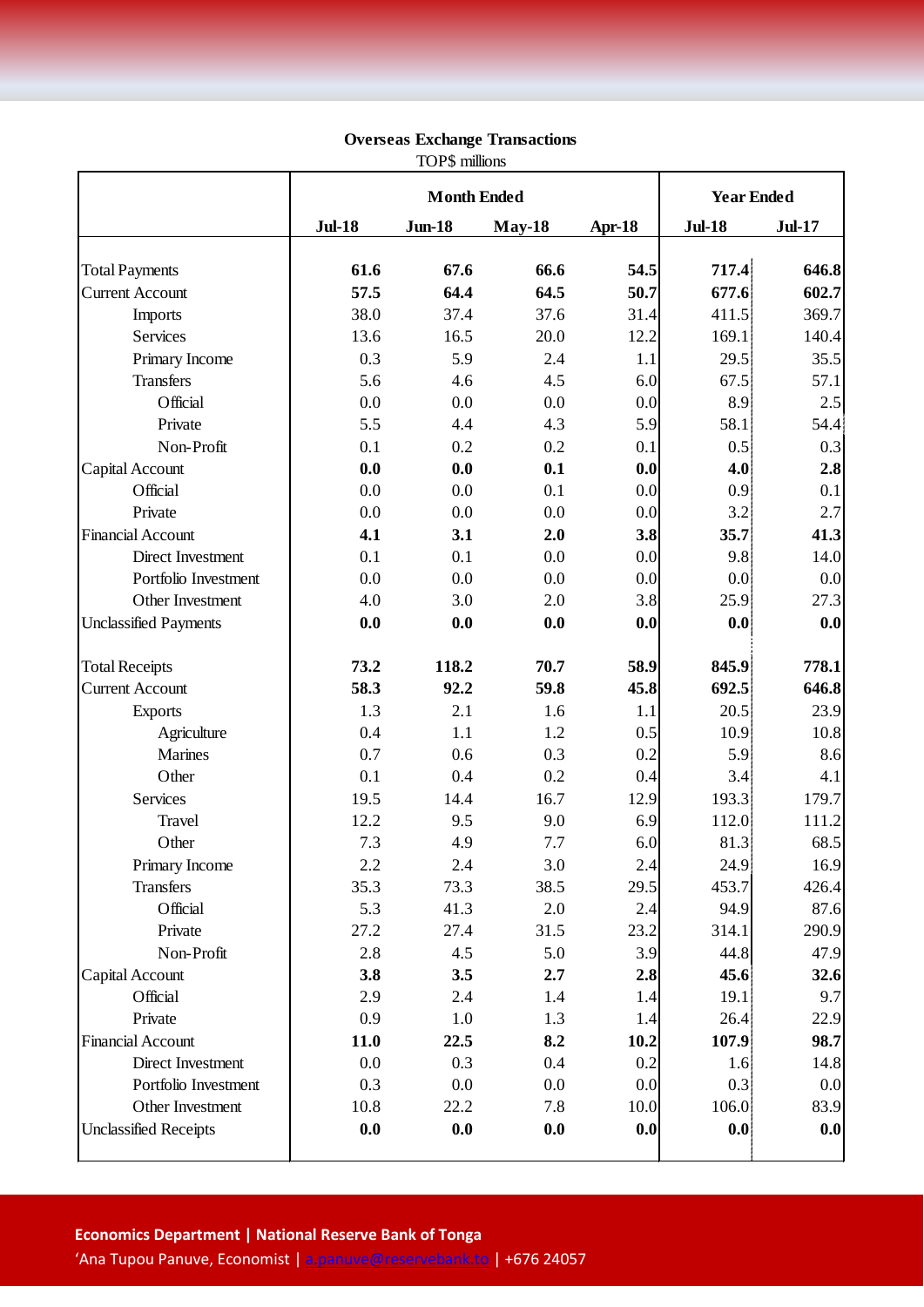**Overseas Exchange Transactions**

TOP$ millions

| | Month Ended | | | | Year Ended | |
|---|---|---|---|---|---|---|
| | Jul-18 | Jun-18 | May-18 | Apr-18 | Jul-18 | Jul-17 |
| Total Payments | **61.6** | **67.6** | **66.6** | **54.5** | **717.4** | **646.8** |
| Current Account | **57.5** | **64.4** | **64.5** | **50.7** | **677.6** | **602.7** |
| Imports | 38.0 | 37.4 | 37.6 | 31.4 | 411.5 | 369.7 |
| Services | 13.6 | 16.5 | 20.0 | 12.2 | 169.1 | 140.4 |
| Primary Income | 0.3 | 5.9 | 2.4 | 1.1 | 29.5 | 35.5 |
| Transfers | 5.6 | 4.6 | 4.5 | 6.0 | 67.5 | 57.1 |
| Official | 0.0 | 0.0 | 0.0 | 0.0 | 8.9 | 2.5 |
| Private | 5.5 | 4.4 | 4.3 | 5.9 | 58.1 | 54.4 |
| Non-Profit | 0.1 | 0.2 | 0.2 | 0.1 | 0.5 | 0.3 |
| Capital Account | **0.0** | **0.0** | **0.1** | **0.0** | **4.0** | **2.8** |
| Official | 0.0 | 0.0 | 0.1 | 0.0 | 0.9 | 0.1 |
| Private | 0.0 | 0.0 | 0.0 | 0.0 | 3.2 | 2.7 |
| Financial Account | **4.1** | **3.1** | **2.0** | **3.8** | **35.7** | **41.3** |
| Direct Investment | 0.1 | 0.1 | 0.0 | 0.0 | 9.8 | 14.0 |
| Portfolio Investment | 0.0 | 0.0 | 0.0 | 0.0 | 0.0 | 0.0 |
| Other Investment | 4.0 | 3.0 | 2.0 | 3.8 | 25.9 | 27.3 |
| Unclassified Payments | **0.0** | **0.0** | **0.0** | **0.0** | **0.0** | **0.0** |
| Total Receipts | **73.2** | **118.2** | **70.7** | **58.9** | **845.9** | **778.1** |
| Current Account | **58.3** | **92.2** | **59.8** | **45.8** | **692.5** | **646.8** |
| Exports | 1.3 | 2.1 | 1.6 | 1.1 | 20.5 | 23.9 |
| Agriculture | 0.4 | 1.1 | 1.2 | 0.5 | 10.9 | 10.8 |
| Marines | 0.7 | 0.6 | 0.3 | 0.2 | 5.9 | 8.6 |
| Other | 0.1 | 0.4 | 0.2 | 0.4 | 3.4 | 4.1 |
| Services | 19.5 | 14.4 | 16.7 | 12.9 | 193.3 | 179.7 |
| Travel | 12.2 | 9.5 | 9.0 | 6.9 | 112.0 | 111.2 |
| Other | 7.3 | 4.9 | 7.7 | 6.0 | 81.3 | 68.5 |
| Primary Income | 2.2 | 2.4 | 3.0 | 2.4 | 24.9 | 16.9 |
| Transfers | 35.3 | 73.3 | 38.5 | 29.5 | 453.7 | 426.4 |
| Official | 5.3 | 41.3 | 2.0 | 2.4 | 94.9 | 87.6 |
| Private | 27.2 | 27.4 | 31.5 | 23.2 | 314.1 | 290.9 |
| Non-Profit | 2.8 | 4.5 | 5.0 | 3.9 | 44.8 | 47.9 |
| Capital Account | **3.8** | **3.5** | **2.7** | **2.8** | **45.6** | **32.6** |
| Official | 2.9 | 2.4 | 1.4 | 1.4 | 19.1 | 9.7 |
| Private | 0.9 | 1.0 | 1.3 | 1.4 | 26.4 | 22.9 |
| Financial Account | **11.0** | **22.5** | **8.2** | **10.2** | **107.9** | **98.7** |
| Direct Investment | 0.0 | 0.3 | 0.4 | 0.2 | 1.6 | 14.8 |
| Portfolio Investment | 0.3 | 0.0 | 0.0 | 0.0 | 0.3 | 0.0 |
| Other Investment | 10.8 | 22.2 | 7.8 | 10.0 | 106.0 | 83.9 |
| Unclassified Receipts | **0.0** | **0.0** | **0.0** | **0.0** | **0.0** | **0.0** |

**Economics Department | National Reserve Bank of Tonga**

'Ana Tupou Panuve, Economist | a.panuve@reservebank.to | +676 24057